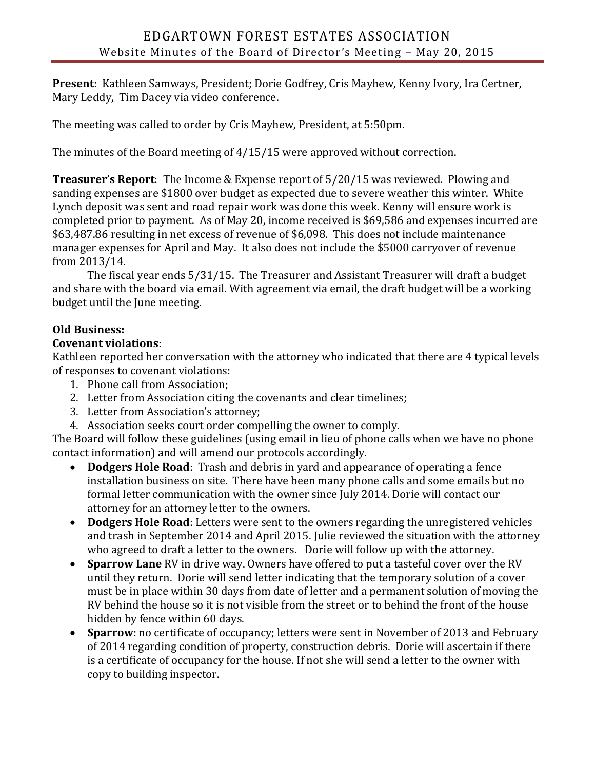# EDGARTOWN FOREST ESTATES ASSOCIATION

## Website Minutes of the Board of Director's Meeting – May 20, 2015

**Present**: Kathleen Samways, President; Dorie Godfrey, Cris Mayhew, Kenny Ivory, Ira Certner, Mary Leddy, Tim Dacey via video conference.

The meeting was called to order by Cris Mayhew, President, at 5:50pm.

The minutes of the Board meeting of 4/15/15 were approved without correction.

**Treasurer's Report**: The Income & Expense report of 5/20/15 was reviewed. Plowing and sanding expenses are $1800 over budget as expected due to severe weather this winter. White Lynch deposit was sent and road repair work was done this week. Kenny will ensure work is completed prior to payment. As of May 20, income received is $69,586 and expenses incurred are $63,487.86 resulting in net excess of revenue of $6,098. This does not include maintenance manager expenses for April and May. It also does not include the $5000 carryover of revenue from 2013/14.

The fiscal year ends 5/31/15. The Treasurer and Assistant Treasurer will draft a budget and share with the board via email. With agreement via email, the draft budget will be a working budget until the June meeting.

**Old Business:**

**Covenant violations**:

Kathleen reported her conversation with the attorney who indicated that there are 4 typical levels of responses to covenant violations:

1. Phone call from Association;
2. Letter from Association citing the covenants and clear timelines;
3. Letter from Association's attorney;
4. Association seeks court order compelling the owner to comply.

The Board will follow these guidelines (using email in lieu of phone calls when we have no phone contact information) and will amend our protocols accordingly.

- **Dodgers Hole Road**: Trash and debris in yard and appearance of operating a fence installation business on site. There have been many phone calls and some emails but no formal letter communication with the owner since July 2014. Dorie will contact our attorney for an attorney letter to the owners.
- **Dodgers Hole Road**: Letters were sent to the owners regarding the unregistered vehicles and trash in September 2014 and April 2015. Julie reviewed the situation with the attorney who agreed to draft a letter to the owners. Dorie will follow up with the attorney.
- **Sparrow Lane** RV in drive way. Owners have offered to put a tasteful cover over the RV until they return. Dorie will send letter indicating that the temporary solution of a cover must be in place within 30 days from date of letter and a permanent solution of moving the RV behind the house so it is not visible from the street or to behind the front of the house hidden by fence within 60 days.
- **Sparrow**: no certificate of occupancy; letters were sent in November of 2013 and February of 2014 regarding condition of property, construction debris. Dorie will ascertain if there is a certificate of occupancy for the house. If not she will send a letter to the owner with copy to building inspector.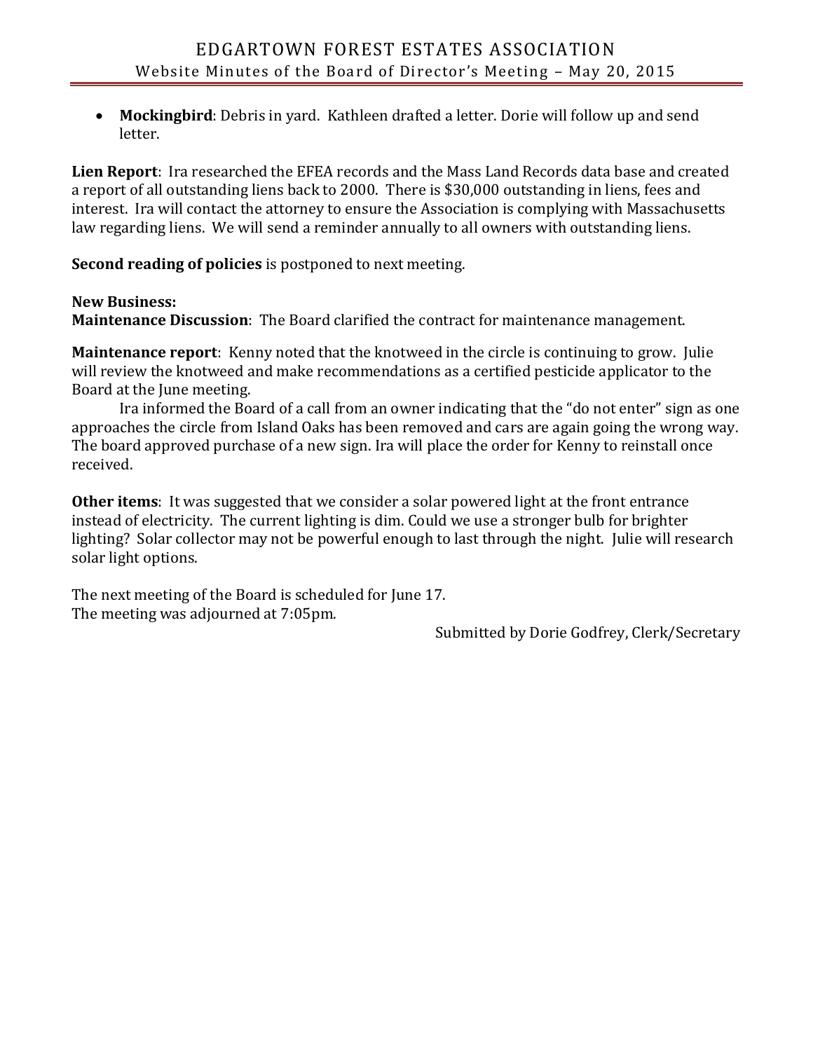- **Mockingbird**: Debris in yard. Kathleen drafted a letter. Dorie will follow up and send letter.

**Lien Report**: Ira researched the EFEA records and the Mass Land Records data base and created a report of all outstanding liens back to 2000. There is $30,000 outstanding in liens, fees and interest. Ira will contact the attorney to ensure the Association is complying with Massachusetts law regarding liens. We will send a reminder annually to all owners with outstanding liens.

**Second reading of policies** is postponed to next meeting.

**New Business:**
**Maintenance Discussion**: The Board clarified the contract for maintenance management.

**Maintenance report**: Kenny noted that the knotweed in the circle is continuing to grow. Julie will review the knotweed and make recommendations as a certified pesticide applicator to the Board at the June meeting.

Ira informed the Board of a call from an owner indicating that the "do not enter" sign as one approaches the circle from Island Oaks has been removed and cars are again going the wrong way. The board approved purchase of a new sign. Ira will place the order for Kenny to reinstall once received.

**Other items**: It was suggested that we consider a solar powered light at the front entrance instead of electricity. The current lighting is dim. Could we use a stronger bulb for brighter lighting? Solar collector may not be powerful enough to last through the night. Julie will research solar light options.

The next meeting of the Board is scheduled for June 17.
The meeting was adjourned at 7:05pm.

Submitted by Dorie Godfrey, Clerk/Secretary